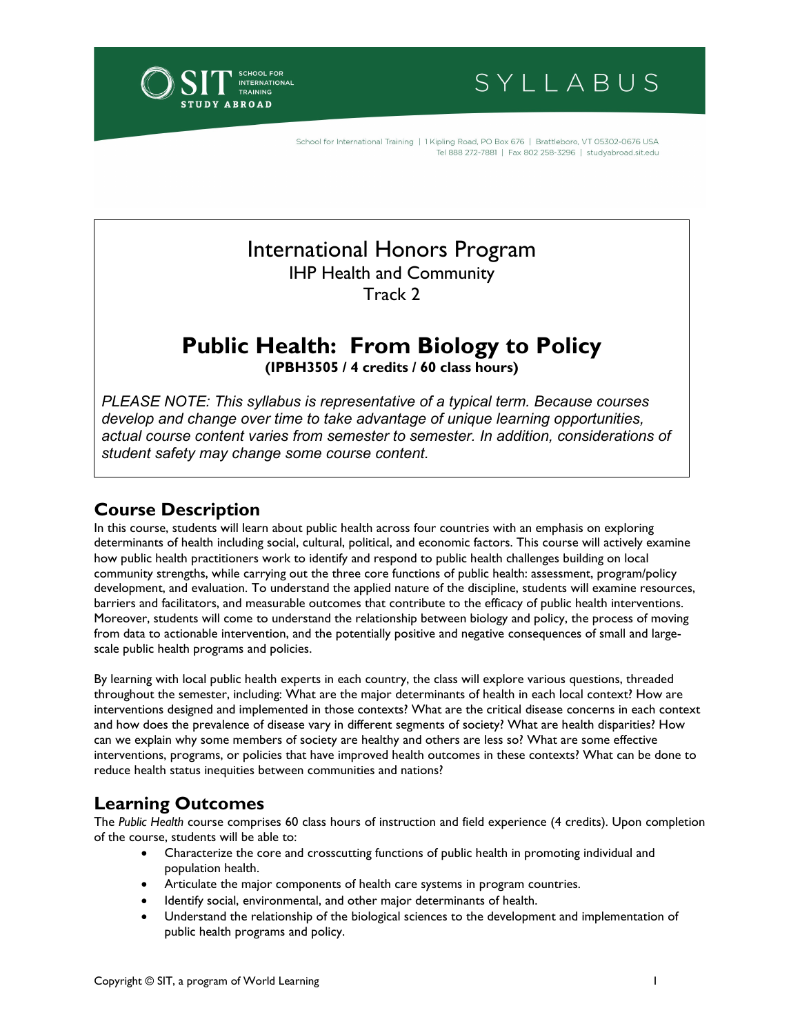SYLLABUS

School for International Training | 1 Kipling Road, PO Box 676 | Brattleboro, VT 05302-0676 USA
Tel 888 272-7881 | Fax 802 258-3296 | studyabroad.sit.edu

International Honors Program
IHP Health and Community
Track 2

# Public Health: From Biology to Policy

**(IPBH3505 / 4 credits / 60 class hours)**

*PLEASE NOTE: This syllabus is representative of a typical term. Because courses develop and change over time to take advantage of unique learning opportunities, actual course content varies from semester to semester. In addition, considerations of student safety may change some course content.*

## Course Description

In this course, students will learn about public health across four countries with an emphasis on exploring determinants of health including social, cultural, political, and economic factors. This course will actively examine how public health practitioners work to identify and respond to public health challenges building on local community strengths, while carrying out the three core functions of public health: assessment, program/policy development, and evaluation. To understand the applied nature of the discipline, students will examine resources, barriers and facilitators, and measurable outcomes that contribute to the efficacy of public health interventions. Moreover, students will come to understand the relationship between biology and policy, the process of moving from data to actionable intervention, and the potentially positive and negative consequences of small and large-scale public health programs and policies.

By learning with local public health experts in each country, the class will explore various questions, threaded throughout the semester, including: What are the major determinants of health in each local context? How are interventions designed and implemented in those contexts? What are the critical disease concerns in each context and how does the prevalence of disease vary in different segments of society? What are health disparities? How can we explain why some members of society are healthy and others are less so? What are some effective interventions, programs, or policies that have improved health outcomes in these contexts? What can be done to reduce health status inequities between communities and nations?

## Learning Outcomes

The *Public Health* course comprises 60 class hours of instruction and field experience (4 credits). Upon completion of the course, students will be able to:

- Characterize the core and crosscutting functions of public health in promoting individual and population health.
- Articulate the major components of health care systems in program countries.
- Identify social, environmental, and other major determinants of health.
- Understand the relationship of the biological sciences to the development and implementation of public health programs and policy.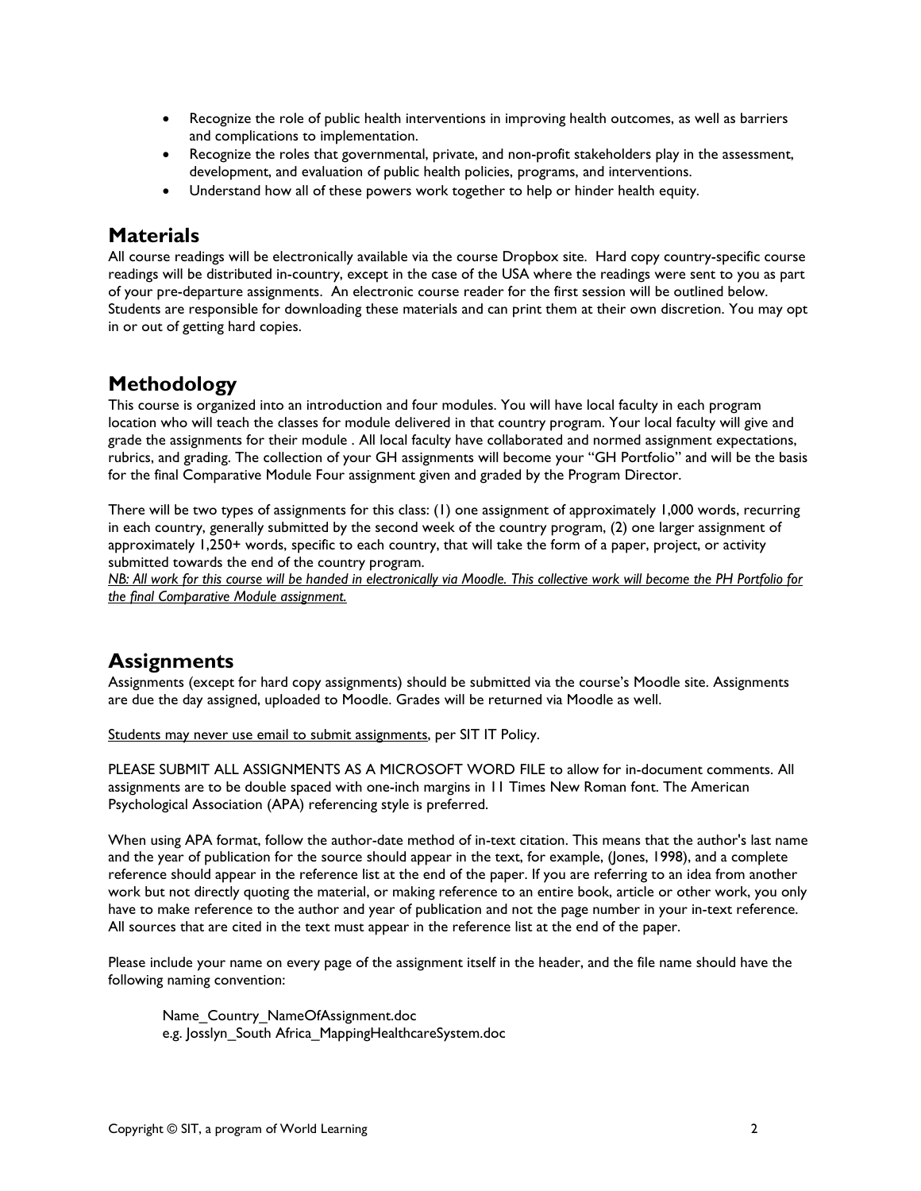- Recognize the role of public health interventions in improving health outcomes, as well as barriers and complications to implementation.
- Recognize the roles that governmental, private, and non-profit stakeholders play in the assessment, development, and evaluation of public health policies, programs, and interventions.
- Understand how all of these powers work together to help or hinder health equity.

## Materials

All course readings will be electronically available via the course Dropbox site. Hard copy country-specific course readings will be distributed in-country, except in the case of the USA where the readings were sent to you as part of your pre-departure assignments. An electronic course reader for the first session will be outlined below. Students are responsible for downloading these materials and can print them at their own discretion. You may opt in or out of getting hard copies.

## Methodology

This course is organized into an introduction and four modules. You will have local faculty in each program location who will teach the classes for module delivered in that country program. Your local faculty will give and grade the assignments for their module . All local faculty have collaborated and normed assignment expectations, rubrics, and grading. The collection of your GH assignments will become your "GH Portfolio" and will be the basis for the final Comparative Module Four assignment given and graded by the Program Director.

There will be two types of assignments for this class: (1) one assignment of approximately 1,000 words, recurring in each country, generally submitted by the second week of the country program, (2) one larger assignment of approximately 1,250+ words, specific to each country, that will take the form of a paper, project, or activity submitted towards the end of the country program.

*NB: All work for this course will be handed in electronically via Moodle. This collective work will become the PH Portfolio for the final Comparative Module assignment.*

## Assignments

Assignments (except for hard copy assignments) should be submitted via the course's Moodle site. Assignments are due the day assigned, uploaded to Moodle. Grades will be returned via Moodle as well.

Students may never use email to submit assignments, per SIT IT Policy.

PLEASE SUBMIT ALL ASSIGNMENTS AS A MICROSOFT WORD FILE to allow for in-document comments. All assignments are to be double spaced with one-inch margins in 11 Times New Roman font. The American Psychological Association (APA) referencing style is preferred.

When using APA format, follow the author-date method of in-text citation. This means that the author's last name and the year of publication for the source should appear in the text, for example, (Jones, 1998), and a complete reference should appear in the reference list at the end of the paper. If you are referring to an idea from another work but not directly quoting the material, or making reference to an entire book, article or other work, you only have to make reference to the author and year of publication and not the page number in your in-text reference. All sources that are cited in the text must appear in the reference list at the end of the paper.

Please include your name on every page of the assignment itself in the header, and the file name should have the following naming convention:

Name_Country_NameOfAssignment.doc
e.g. Josslyn_South Africa_MappingHealthcareSystem.doc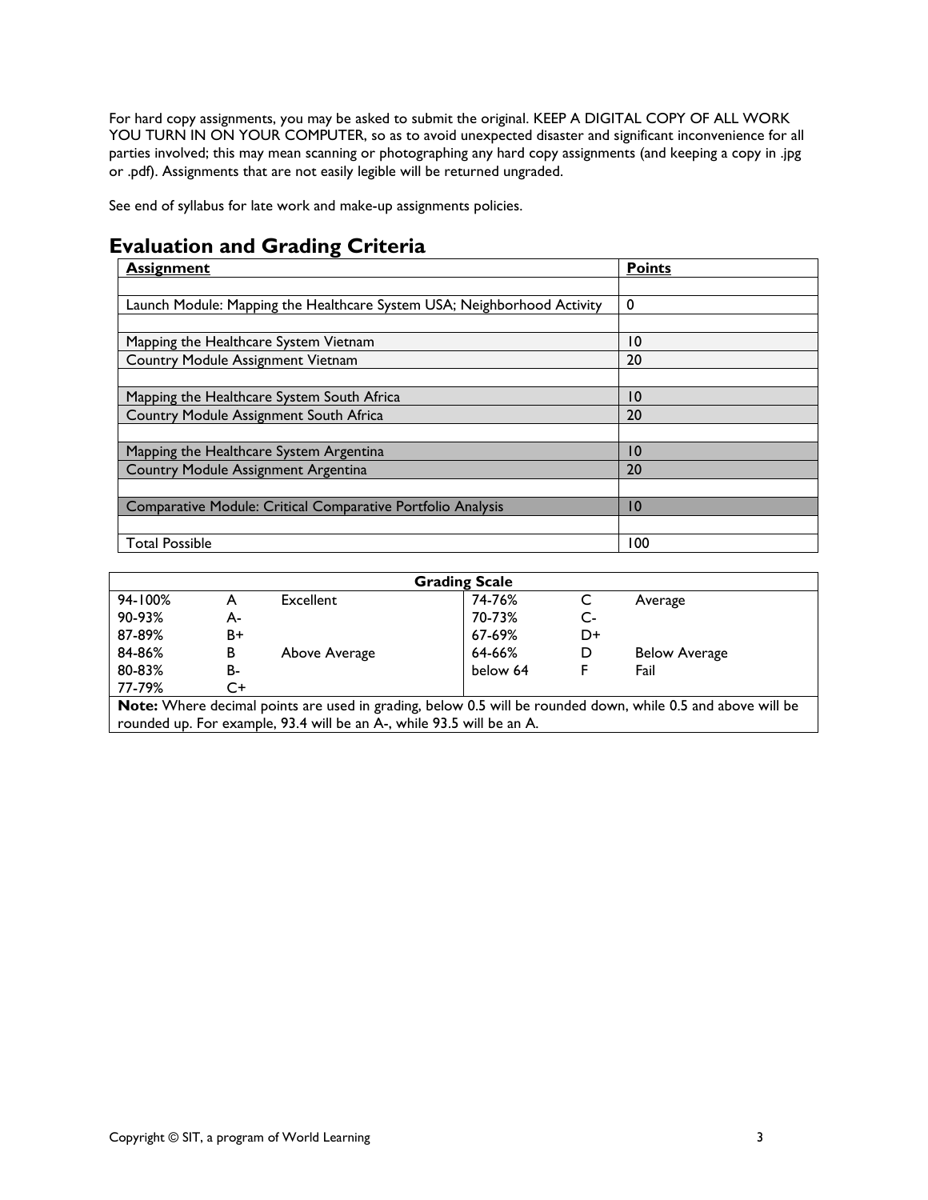For hard copy assignments, you may be asked to submit the original. KEEP A DIGITAL COPY OF ALL WORK YOU TURN IN ON YOUR COMPUTER, so as to avoid unexpected disaster and significant inconvenience for all parties involved; this may mean scanning or photographing any hard copy assignments (and keeping a copy in .jpg or .pdf). Assignments that are not easily legible will be returned ungraded.

See end of syllabus for late work and make-up assignments policies.

## Evaluation and Grading Criteria

| **Assignment** | **Points** |
| --- | --- |
| | |
| Launch Module: Mapping the Healthcare System USA; Neighborhood Activity | 0 |
| | |
| Mapping the Healthcare System Vietnam | 10 |
| Country Module Assignment Vietnam | 20 |
| | |
| Mapping the Healthcare System South Africa | 10 |
| Country Module Assignment South Africa | 20 |
| | |
| Mapping the Healthcare System Argentina | 10 |
| Country Module Assignment Argentina | 20 |
| | |
| Comparative Module: Critical Comparative Portfolio Analysis | 10 |
| | |
| Total Possible | 100 |

| **Grading Scale** | | | | | |
| --- | --- | --- | --- | --- | --- |
| 94-100% | A | Excellent | 74-76% | C | Average |
| 90-93% | A- | | 70-73% | C- | |
| 87-89% | B+ | | 67-69% | D+ | |
| 84-86% | B | Above Average | 64-66% | D | Below Average |
| 80-83% | B- | | below 64 | F | Fail |
| 77-79% | C+ | | | | |

**Note:** Where decimal points are used in grading, below 0.5 will be rounded down, while 0.5 and above will be rounded up. For example, 93.4 will be an A-, while 93.5 will be an A.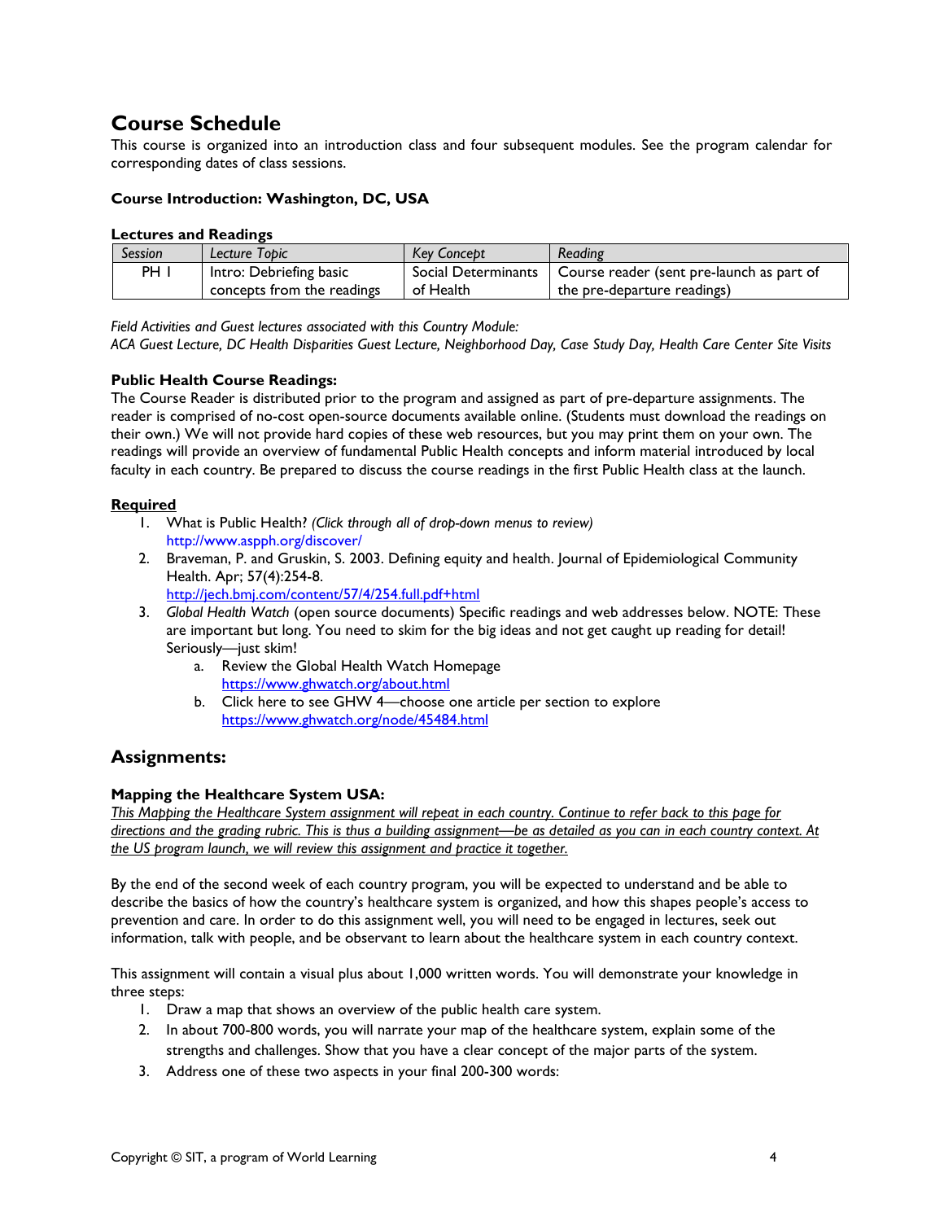## Course Schedule

This course is organized into an introduction class and four subsequent modules. See the program calendar for corresponding dates of class sessions.

**Course Introduction: Washington, DC, USA**

**Lectures and Readings**

| *Session* | *Lecture Topic* | *Key Concept* | *Reading* |
|---|---|---|---|
| PH I | Intro: Debriefing basic concepts from the readings | Social Determinants of Health | Course reader (sent pre-launch as part of the pre-departure readings) |

*Field Activities and Guest lectures associated with this Country Module:*
*ACA Guest Lecture, DC Health Disparities Guest Lecture, Neighborhood Day, Case Study Day, Health Care Center Site Visits*

**Public Health Course Readings:**
The Course Reader is distributed prior to the program and assigned as part of pre-departure assignments. The reader is comprised of no-cost open-source documents available online. (Students must download the readings on their own.) We will not provide hard copies of these web resources, but you may print them on your own. The readings will provide an overview of fundamental Public Health concepts and inform material introduced by local faculty in each country. Be prepared to discuss the course readings in the first Public Health class at the launch.

**Required**

1. What is Public Health? *(Click through all of drop-down menus to review)*
   http://www.aspph.org/discover/
2. Braveman, P. and Gruskin, S. 2003. Defining equity and health. Journal of Epidemiological Community Health. Apr; 57(4):254-8.
   http://jech.bmj.com/content/57/4/254.full.pdf+html
3. *Global Health Watch* (open source documents) Specific readings and web addresses below. NOTE: These are important but long. You need to skim for the big ideas and not get caught up reading for detail! Seriously—just skim!
   a. Review the Global Health Watch Homepage
      https://www.ghwatch.org/about.html
   b. Click here to see GHW 4—choose one article per section to explore
      https://www.ghwatch.org/node/45484.html

## Assignments:

**Mapping the Healthcare System USA:**
*This Mapping the Healthcare System assignment will repeat in each country. Continue to refer back to this page for directions and the grading rubric. This is thus a building assignment—be as detailed as you can in each country context. At the US program launch, we will review this assignment and practice it together.*

By the end of the second week of each country program, you will be expected to understand and be able to describe the basics of how the country's healthcare system is organized, and how this shapes people's access to prevention and care. In order to do this assignment well, you will need to be engaged in lectures, seek out information, talk with people, and be observant to learn about the healthcare system in each country context.

This assignment will contain a visual plus about 1,000 written words. You will demonstrate your knowledge in three steps:

1. Draw a map that shows an overview of the public health care system.
2. In about 700-800 words, you will narrate your map of the healthcare system, explain some of the strengths and challenges. Show that you have a clear concept of the major parts of the system.
3. Address one of these two aspects in your final 200-300 words: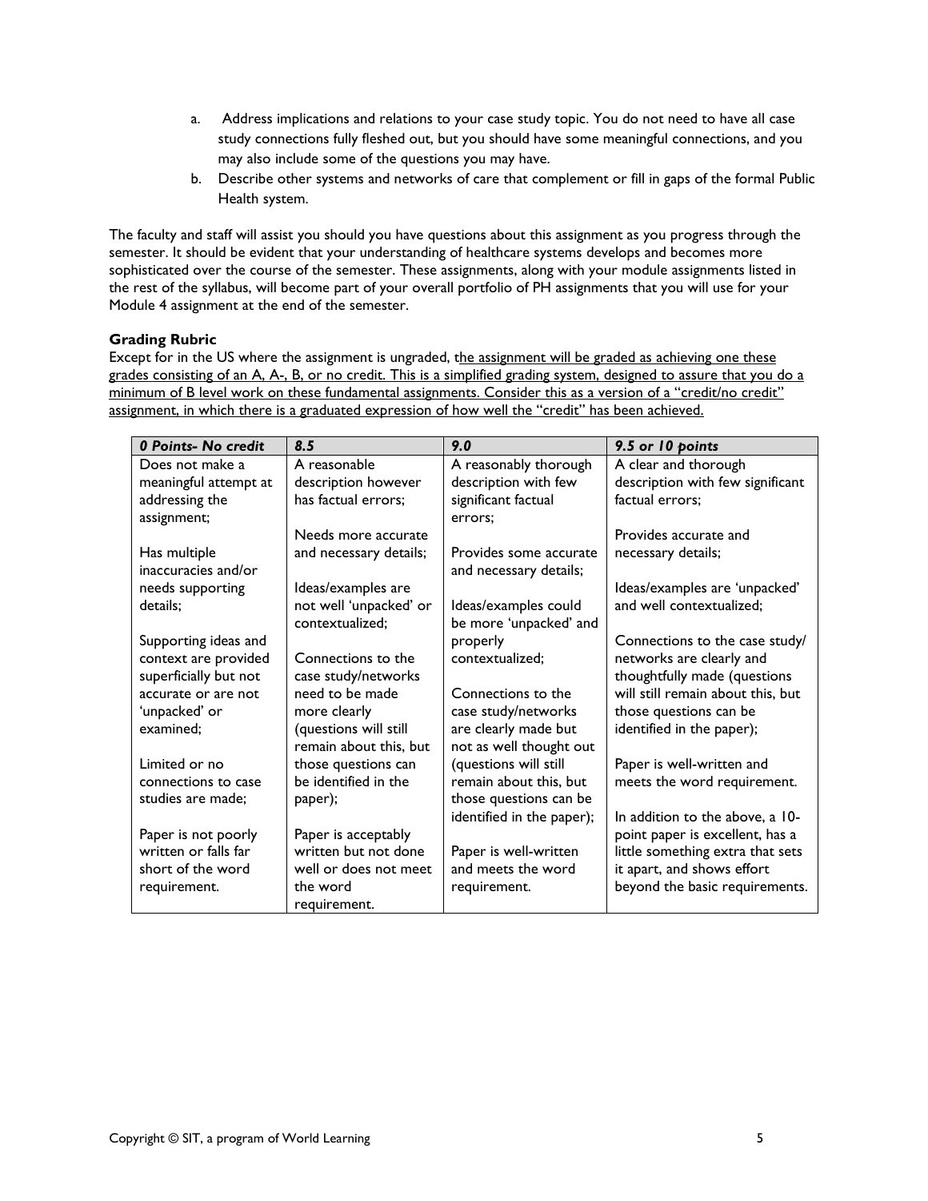a. Address implications and relations to your case study topic. You do not need to have all case study connections fully fleshed out, but you should have some meaningful connections, and you may also include some of the questions you may have.

b. Describe other systems and networks of care that complement or fill in gaps of the formal Public Health system.

The faculty and staff will assist you should you have questions about this assignment as you progress through the semester. It should be evident that your understanding of healthcare systems develops and becomes more sophisticated over the course of the semester. These assignments, along with your module assignments listed in the rest of the syllabus, will become part of your overall portfolio of PH assignments that you will use for your Module 4 assignment at the end of the semester.

**Grading Rubric**

Except for in the US where the assignment is ungraded, the assignment will be graded as achieving one these grades consisting of an A, A-, B, or no credit. This is a simplified grading system, designed to assure that you do a minimum of B level work on these fundamental assignments. Consider this as a version of a "credit/no credit" assignment, in which there is a graduated expression of how well the "credit" has been achieved.

| ***0 Points- No credit*** | ***8.5*** | ***9.0*** | ***9.5 or 10 points*** |
|---|---|---|---|
| Does not make a meaningful attempt at addressing the assignment;<br><br>Has multiple inaccuracies and/or needs supporting details;<br><br>Supporting ideas and context are provided superficially but not accurate or are not 'unpacked' or examined;<br><br>Limited or no connections to case studies are made;<br><br>Paper is not poorly written or falls far short of the word requirement. | A reasonable description however has factual errors;<br><br>Needs more accurate and necessary details;<br><br>Ideas/examples are not well 'unpacked' or contextualized;<br><br>Connections to the case study/networks need to be made more clearly (questions will still remain about this, but those questions can be identified in the paper);<br><br>Paper is acceptably written but not done well or does not meet the word requirement. | A reasonably thorough description with few significant factual errors;<br><br>Provides some accurate and necessary details;<br><br>Ideas/examples could be more 'unpacked' and properly contextualized;<br><br>Connections to the case study/networks are clearly made but not as well thought out (questions will still remain about this, but those questions can be identified in the paper);<br><br>Paper is well-written and meets the word requirement. | A clear and thorough description with few significant factual errors;<br><br>Provides accurate and necessary details;<br><br>Ideas/examples are 'unpacked' and well contextualized;<br><br>Connections to the case study/ networks are clearly and thoughtfully made (questions will still remain about this, but those questions can be identified in the paper);<br><br>Paper is well-written and meets the word requirement.<br><br>In addition to the above, a 10-point paper is excellent, has a little something extra that sets it apart, and shows effort beyond the basic requirements. |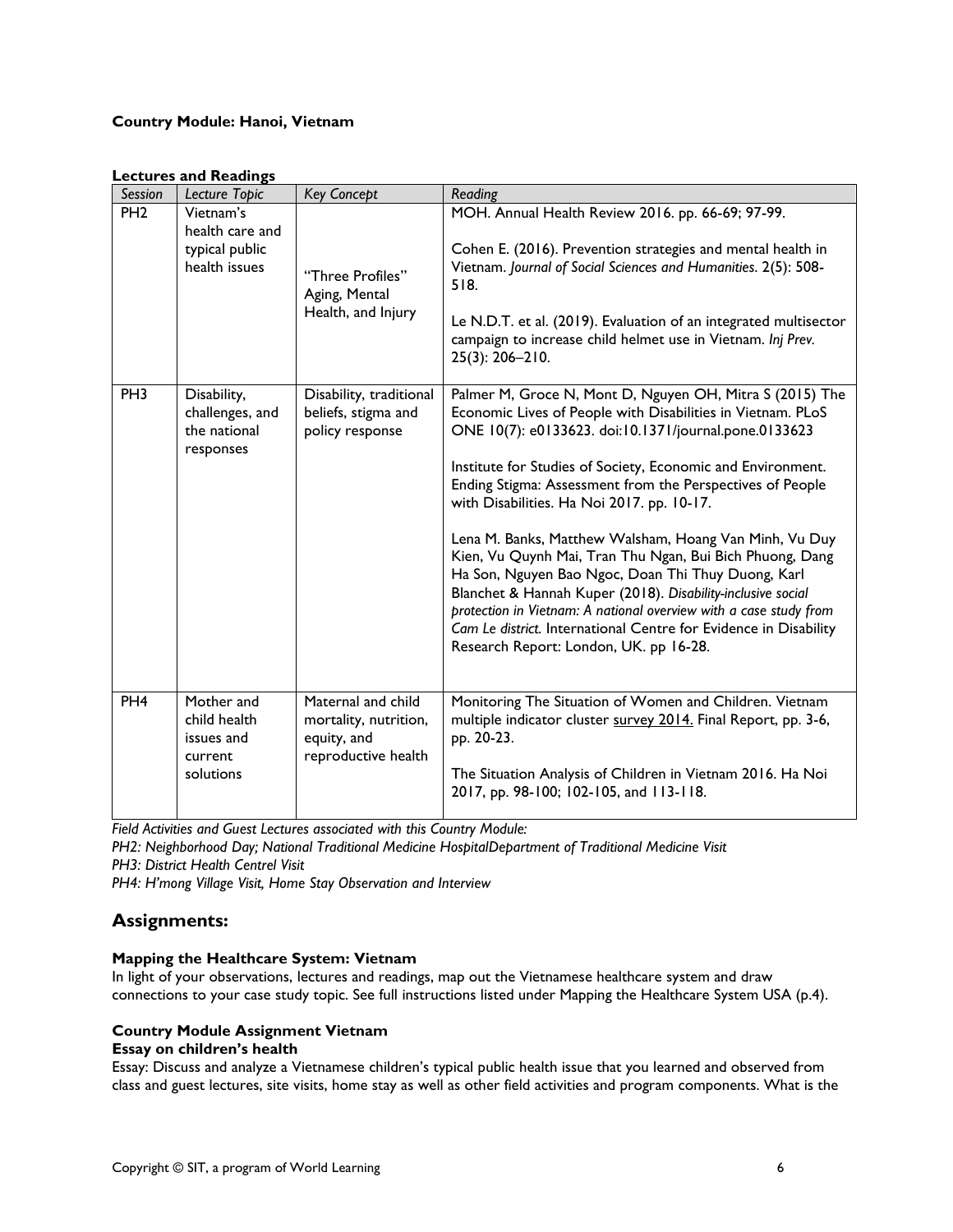**Country Module: Hanoi, Vietnam**

**Lectures and Readings**

| *Session* | *Lecture Topic* | *Key Concept* | *Reading* |
|---|---|---|---|
| PH2 | Vietnam's health care and typical public health issues | "Three Profiles" Aging, Mental Health, and Injury | MOH. Annual Health Review 2016. pp. 66-69; 97-99.<br><br>Cohen E. (2016). Prevention strategies and mental health in Vietnam. *Journal of Social Sciences and Humanities.* 2(5): 508-518.<br><br>Le N.D.T. et al. (2019). Evaluation of an integrated multisector campaign to increase child helmet use in Vietnam. *Inj Prev.* 25(3): 206–210. |
| PH3 | Disability, challenges, and the national responses | Disability, traditional beliefs, stigma and policy response | Palmer M, Groce N, Mont D, Nguyen OH, Mitra S (2015) The Economic Lives of People with Disabilities in Vietnam. PLoS ONE 10(7): e0133623. doi:10.1371/journal.pone.0133623<br><br>Institute for Studies of Society, Economic and Environment. Ending Stigma: Assessment from the Perspectives of People with Disabilities. Ha Noi 2017. pp. 10-17.<br><br>Lena M. Banks, Matthew Walsham, Hoang Van Minh, Vu Duy Kien, Vu Quynh Mai, Tran Thu Ngan, Bui Bich Phuong, Dang Ha Son, Nguyen Bao Ngoc, Doan Thi Thuy Duong, Karl Blanchet & Hannah Kuper (2018). *Disability-inclusive social protection in Vietnam: A national overview with a case study from Cam Le district.* International Centre for Evidence in Disability Research Report: London, UK. pp 16-28. |
| PH4 | Mother and child health issues and current solutions | Maternal and child mortality, nutrition, equity, and reproductive health | Monitoring The Situation of Women and Children. Vietnam multiple indicator cluster survey 2014. Final Report, pp. 3-6, pp. 20-23.<br><br>The Situation Analysis of Children in Vietnam 2016. Ha Noi 2017, pp. 98-100; 102-105, and 113-118. |

*Field Activities and Guest Lectures associated with this Country Module:*
*PH2: Neighborhood Day; National Traditional Medicine HospitalDepartment of Traditional Medicine Visit*
*PH3: District Health Centrel Visit*
*PH4: H'mong Village Visit, Home Stay Observation and Interview*

## Assignments:

**Mapping the Healthcare System: Vietnam**

In light of your observations, lectures and readings, map out the Vietnamese healthcare system and draw connections to your case study topic. See full instructions listed under Mapping the Healthcare System USA (p.4).

**Country Module Assignment Vietnam**

**Essay on children's health**

Essay: Discuss and analyze a Vietnamese children's typical public health issue that you learned and observed from class and guest lectures, site visits, home stay as well as other field activities and program components. What is the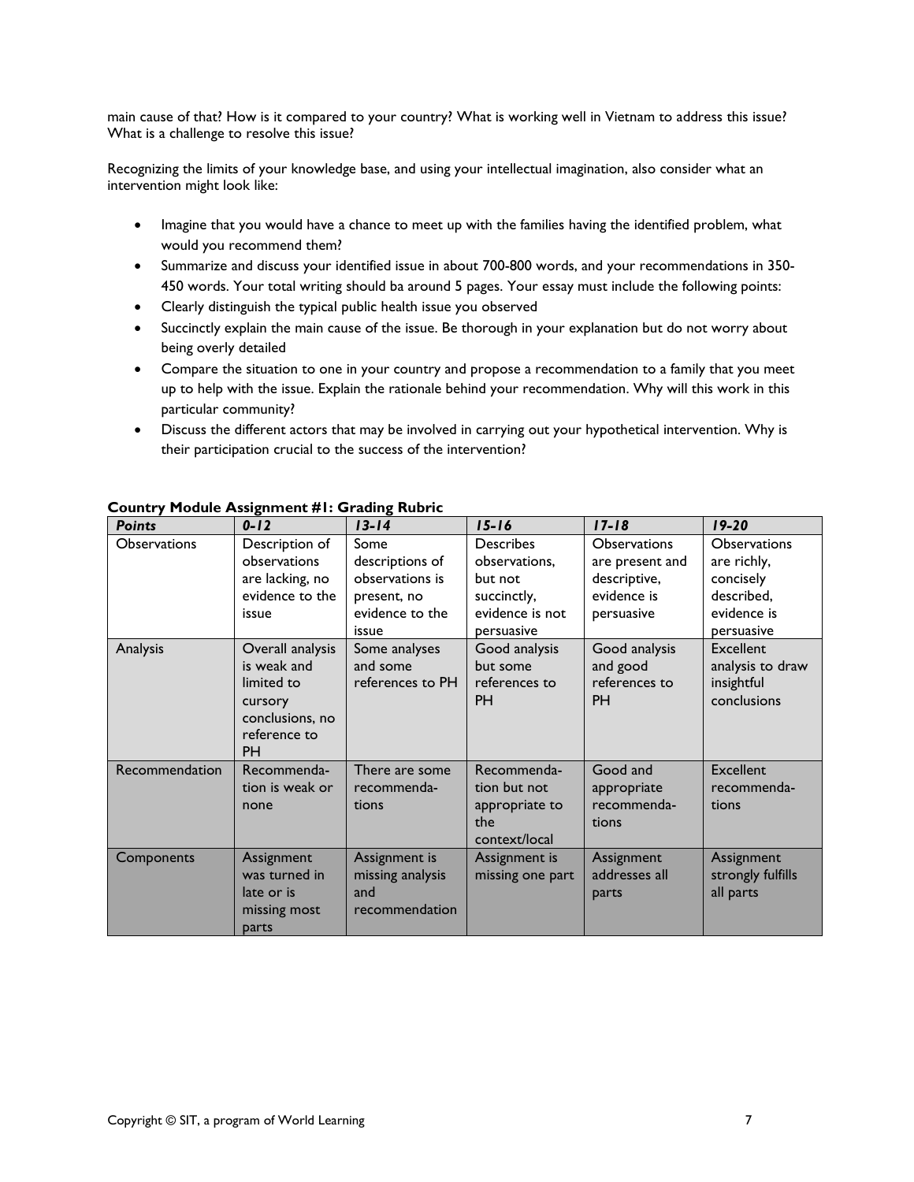main cause of that? How is it compared to your country? What is working well in Vietnam to address this issue? What is a challenge to resolve this issue?

Recognizing the limits of your knowledge base, and using your intellectual imagination, also consider what an intervention might look like:

- Imagine that you would have a chance to meet up with the families having the identified problem, what would you recommend them?
- Summarize and discuss your identified issue in about 700-800 words, and your recommendations in 350-450 words. Your total writing should ba around 5 pages. Your essay must include the following points:
- Clearly distinguish the typical public health issue you observed
- Succinctly explain the main cause of the issue. Be thorough in your explanation but do not worry about being overly detailed
- Compare the situation to one in your country and propose a recommendation to a family that you meet up to help with the issue. Explain the rationale behind your recommendation. Why will this work in this particular community?
- Discuss the different actors that may be involved in carrying out your hypothetical intervention. Why is their participation crucial to the success of the intervention?

**Country Module Assignment #1: Grading Rubric**

| *Points* | *0-12* | *13-14* | *15-16* | *17-18* | *19-20* |
|---|---|---|---|---|---|
| Observations | Description of observations are lacking, no evidence to the issue | Some descriptions of observations is present, no evidence to the issue | Describes observations, but not succinctly, evidence is not persuasive | Observations are present and descriptive, evidence is persuasive | Observations are richly, concisely described, evidence is persuasive |
| Analysis | Overall analysis is weak and limited to cursory conclusions, no reference to PH | Some analyses and some references to PH | Good analysis but some references to PH | Good analysis and good references to PH | Excellent analysis to draw insightful conclusions |
| Recommendation | Recommenda-tion is weak or none | There are some recommenda-tions | Recommenda-tion but not appropriate to the context/local | Good and appropriate recommenda-tions | Excellent recommenda-tions |
| Components | Assignment was turned in late or is missing most parts | Assignment is missing analysis and recommendation | Assignment is missing one part | Assignment addresses all parts | Assignment strongly fulfills all parts |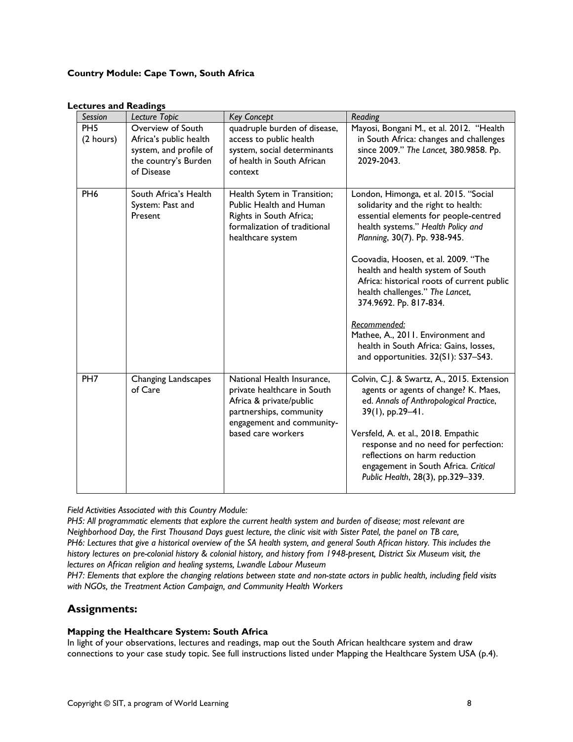**Country Module: Cape Town, South Africa**

**Lectures and Readings**

| *Session* | *Lecture Topic* | *Key Concept* | *Reading* |
|---|---|---|---|
| PH5 (2 hours) | Overview of South Africa's public health system, and profile of the country's Burden of Disease | quadruple burden of disease, access to public health system, social determinants of health in South African context | Mayosi, Bongani M., et al. 2012. "Health in South Africa: changes and challenges since 2009." *The Lancet,* 380.9858. Pp. 2029-2043. |
| PH6 | South Africa's Health System: Past and Present | Health Sytem in Transition; Public Health and Human Rights in South Africa; formalization of traditional healthcare system | London, Himonga, et al. 2015. "Social solidarity and the right to health: essential elements for people-centred health systems." *Health Policy and Planning*, 30(7). Pp. 938-945.<br><br>Coovadia, Hoosen, et al. 2009. "The health and health system of South Africa: historical roots of current public health challenges." *The Lancet*, 374.9692. Pp. 817-834.<br><br>*Recommended:*<br>Mathee, A., 2011. Environment and health in South Africa: Gains, losses, and opportunities. 32(S1): S37–S43. |
| PH7 | Changing Landscapes of Care | National Health Insurance, private healthcare in South Africa & private/public partnerships, community engagement and community-based care workers | Colvin, C.J. & Swartz, A., 2015. Extension agents or agents of change? K. Maes, ed. *Annals of Anthropological Practice*, 39(1), pp.29–41.<br><br>Versfeld, A. et al., 2018. Empathic response and no need for perfection: reflections on harm reduction engagement in South Africa. *Critical Public Health*, 28(3), pp.329–339. |

*Field Activities Associated with this Country Module:*
*PH5: All programmatic elements that explore the current health system and burden of disease; most relevant are Neighborhood Day, the First Thousand Days guest lecture, the clinic visit with Sister Patel, the panel on TB care,*
*PH6: Lectures that give a historical overview of the SA health system, and general South African history. This includes the history lectures on pre-colonial history & colonial history, and history from 1948-present, District Six Museum visit, the lectures on African religion and healing systems, Lwandle Labour Museum*
*PH7: Elements that explore the changing relations between state and non-state actors in public health, including field visits with NGOs, the Treatment Action Campaign, and Community Health Workers*

## Assignments:

**Mapping the Healthcare System: South Africa**
In light of your observations, lectures and readings, map out the South African healthcare system and draw connections to your case study topic. See full instructions listed under Mapping the Healthcare System USA (p.4).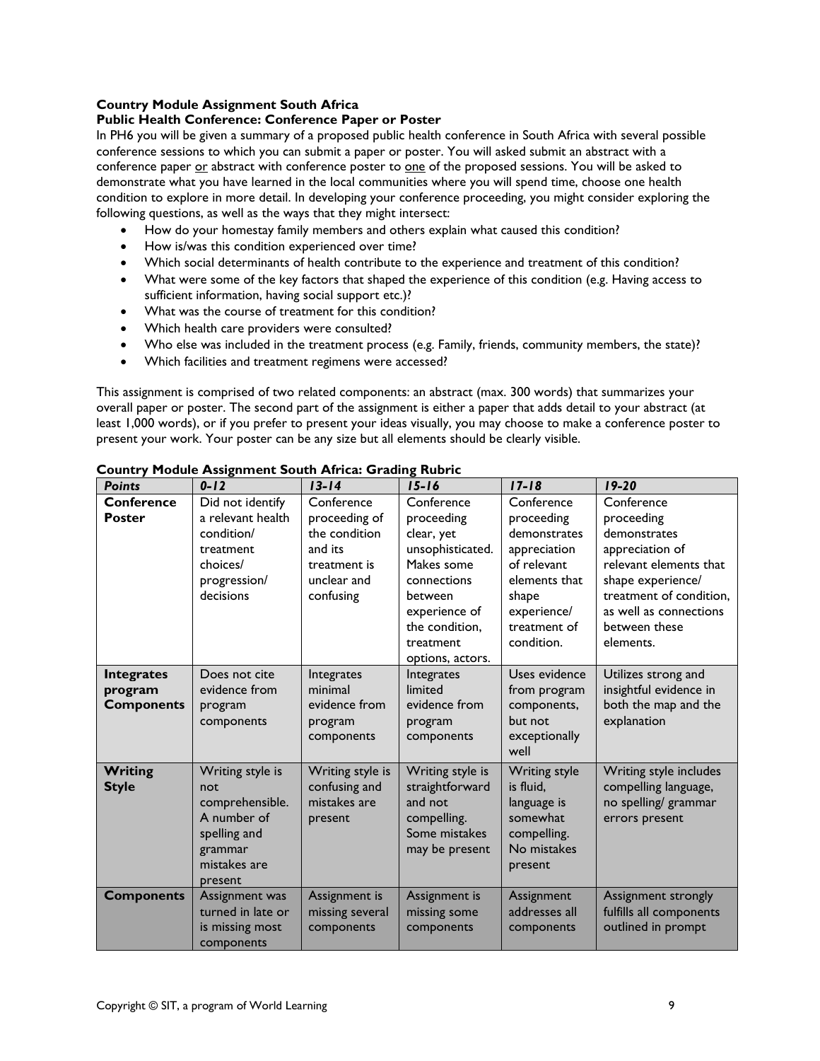**Country Module Assignment South Africa**

**Public Health Conference: Conference Paper or Poster**

In PH6 you will be given a summary of a proposed public health conference in South Africa with several possible conference sessions to which you can submit a paper or poster. You will asked submit an abstract with a conference paper <u>or</u> abstract with conference poster to <u>one</u> of the proposed sessions. You will be asked to demonstrate what you have learned in the local communities where you will spend time, choose one health condition to explore in more detail. In developing your conference proceeding, you might consider exploring the following questions, as well as the ways that they might intersect:

- How do your homestay family members and others explain what caused this condition?
- How is/was this condition experienced over time?
- Which social determinants of health contribute to the experience and treatment of this condition?
- What were some of the key factors that shaped the experience of this condition (e.g. Having access to sufficient information, having social support etc.)?
- What was the course of treatment for this condition?
- Which health care providers were consulted?
- Who else was included in the treatment process (e.g. Family, friends, community members, the state)?
- Which facilities and treatment regimens were accessed?

This assignment is comprised of two related components: an abstract (max. 300 words) that summarizes your overall paper or poster. The second part of the assignment is either a paper that adds detail to your abstract (at least 1,000 words), or if you prefer to present your ideas visually, you may choose to make a conference poster to present your work. Your poster can be any size but all elements should be clearly visible.

**Country Module Assignment South Africa: Grading Rubric**

| *Points* | *0-12* | *13-14* | *15-16* | *17-18* | *19-20* |
|---|---|---|---|---|---|
| **Conference Poster** | Did not identify a relevant health condition/ treatment choices/ progression/ decisions | Conference proceeding of the condition and its treatment is unclear and confusing | Conference proceeding clear, yet unsophisticated. Makes some connections between experience of the condition, treatment options, actors. | Conference proceeding demonstrates appreciation of relevant elements that shape experience/ treatment of condition. | Conference proceeding demonstrates appreciation of relevant elements that shape experience/ treatment of condition, as well as connections between these elements. |
| **Integrates program Components** | Does not cite evidence from program components | Integrates minimal evidence from program components | Integrates limited evidence from program components | Uses evidence from program components, but not exceptionally well | Utilizes strong and insightful evidence in both the map and the explanation |
| **Writing Style** | Writing style is not comprehensible. A number of spelling and grammar mistakes are present | Writing style is confusing and mistakes are present | Writing style is straightforward and not compelling. Some mistakes may be present | Writing style is fluid, language is somewhat compelling. No mistakes present | Writing style includes compelling language, no spelling/ grammar errors present |
| **Components** | Assignment was turned in late or is missing most components | Assignment is missing several components | Assignment is missing some components | Assignment addresses all components | Assignment strongly fulfills all components outlined in prompt |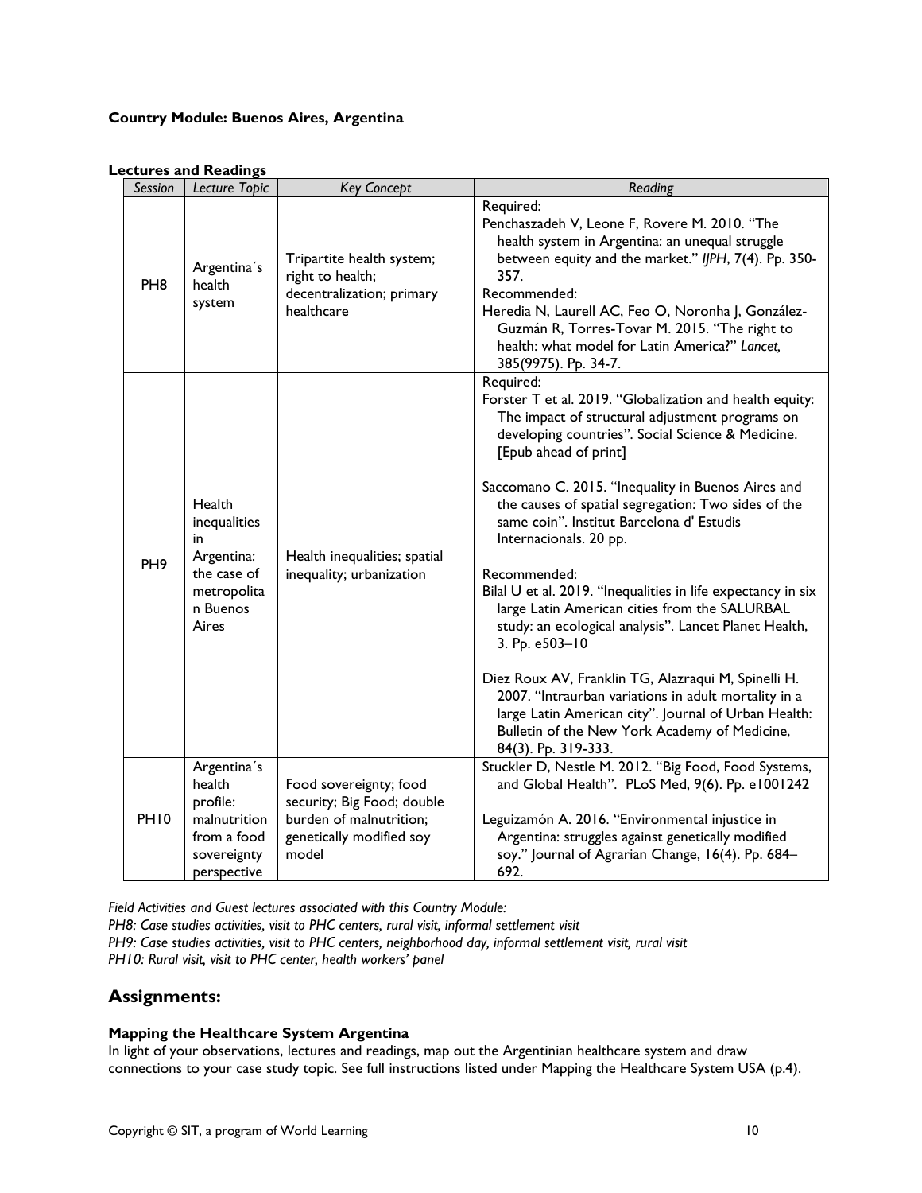**Country Module: Buenos Aires, Argentina**

**Lectures and Readings**

| Session | Lecture Topic | Key Concept | Reading |
|---|---|---|---|
| PH8 | Argentina´s health system | Tripartite health system; right to health; decentralization; primary healthcare | Required:<br>Penchaszadeh V, Leone F, Rovere M. 2010. "The health system in Argentina: an unequal struggle between equity and the market." *IJPH*, 7(4). Pp. 350-357.<br>Recommended:<br>Heredia N, Laurell AC, Feo O, Noronha J, González-Guzmán R, Torres-Tovar M. 2015. "The right to health: what model for Latin America?" *Lancet,* 385(9975). Pp. 34-7. |
| PH9 | Health inequalities in Argentina: the case of metropolitan Buenos Aires | Health inequalities; spatial inequality; urbanization | Required:<br>Forster T et al. 2019. "Globalization and health equity: The impact of structural adjustment programs on developing countries". Social Science & Medicine. [Epub ahead of print]<br><br>Saccomano C. 2015. "Inequality in Buenos Aires and the causes of spatial segregation: Two sides of the same coin". Institut Barcelona d' Estudis Internacionals. 20 pp.<br><br>Recommended:<br>Bilal U et al. 2019. "Inequalities in life expectancy in six large Latin American cities from the SALURBAL study: an ecological analysis". Lancet Planet Health, 3. Pp. e503–10<br><br>Diez Roux AV, Franklin TG, Alazraqui M, Spinelli H. 2007. "Intraurban variations in adult mortality in a large Latin American city". Journal of Urban Health: Bulletin of the New York Academy of Medicine, 84(3). Pp. 319-333. |
| PH10 | Argentina´s health profile: malnutrition from a food sovereignty perspective | Food sovereignty; food security; Big Food; double burden of malnutrition; genetically modified soy model | Stuckler D, Nestle M. 2012. "Big Food, Food Systems, and Global Health". PLoS Med, 9(6). Pp. e1001242<br><br>Leguizamón A. 2016. "Environmental injustice in Argentina: struggles against genetically modified soy." Journal of Agrarian Change, 16(4). Pp. 684–692. |

*Field Activities and Guest lectures associated with this Country Module:*
*PH8: Case studies activities, visit to PHC centers, rural visit, informal settlement visit*
*PH9: Case studies activities, visit to PHC centers, neighborhood day, informal settlement visit, rural visit*
*PH10: Rural visit, visit to PHC center, health workers' panel*

## Assignments:

**Mapping the Healthcare System Argentina**

In light of your observations, lectures and readings, map out the Argentinian healthcare system and draw connections to your case study topic. See full instructions listed under Mapping the Healthcare System USA (p.4).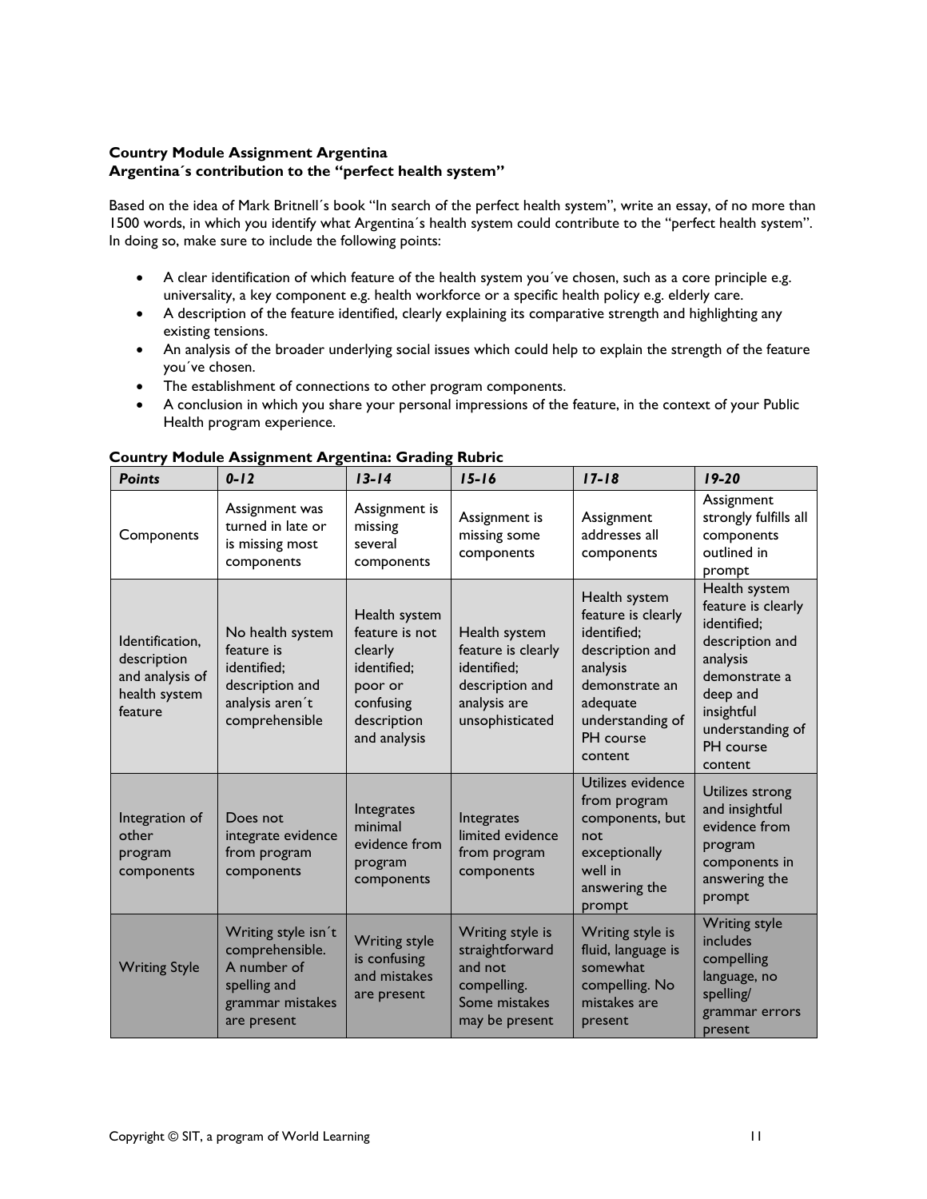**Country Module Assignment Argentina**
**Argentina´s contribution to the "perfect health system"**

Based on the idea of Mark Britnell´s book "In search of the perfect health system", write an essay, of no more than 1500 words, in which you identify what Argentina´s health system could contribute to the "perfect health system". In doing so, make sure to include the following points:

- A clear identification of which feature of the health system you´ve chosen, such as a core principle e.g. universality, a key component e.g. health workforce or a specific health policy e.g. elderly care.
- A description of the feature identified, clearly explaining its comparative strength and highlighting any existing tensions.
- An analysis of the broader underlying social issues which could help to explain the strength of the feature you´ve chosen.
- The establishment of connections to other program components.
- A conclusion in which you share your personal impressions of the feature, in the context of your Public Health program experience.

**Country Module Assignment Argentina: Grading Rubric**

| **Points** | **0-12** | **13-14** | **15-16** | **17-18** | **19-20** |
|---|---|---|---|---|---|
| Components | Assignment was turned in late or is missing most components | Assignment is missing several components | Assignment is missing some components | Assignment addresses all components | Assignment strongly fulfills all components outlined in prompt |
| Identification, description and analysis of health system feature | No health system feature is identified; description and analysis aren´t comprehensible | Health system feature is not clearly identified; poor or confusing description and analysis | Health system feature is clearly identified; description and analysis are unsophisticated | Health system feature is clearly identified; description and analysis demonstrate an adequate understanding of PH course content | Health system feature is clearly identified; description and analysis demonstrate a deep and insightful understanding of PH course content |
| Integration of other program components | Does not integrate evidence from program components | Integrates minimal evidence from program components | Integrates limited evidence from program components | Utilizes evidence from program components, but not exceptionally well in answering the prompt | Utilizes strong and insightful evidence from program components in answering the prompt |
| Writing Style | Writing style isn´t comprehensible. A number of spelling and grammar mistakes are present | Writing style is confusing and mistakes are present | Writing style is straightforward and not compelling. Some mistakes may be present | Writing style is fluid, language is somewhat compelling. No mistakes are present | Writing style includes compelling language, no spelling/ grammar errors present |

Copyright © SIT, a program of World Learning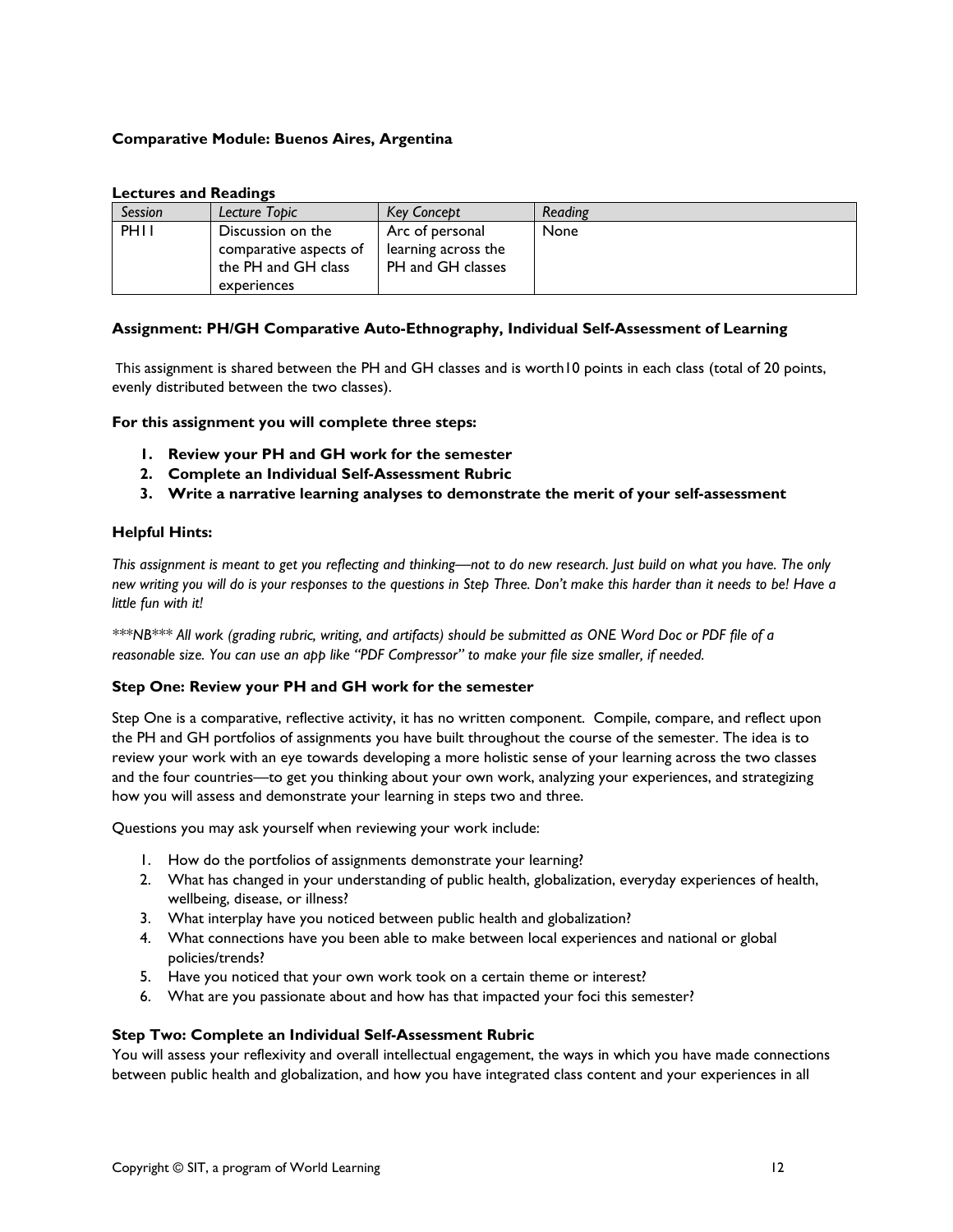**Comparative Module: Buenos Aires, Argentina**

**Lectures and Readings**

| *Session* | *Lecture Topic* | *Key Concept* | *Reading* |
|---|---|---|---|
| PH11 | Discussion on the comparative aspects of the PH and GH class experiences | Arc of personal learning across the PH and GH classes | None |

**Assignment: PH/GH Comparative Auto-Ethnography, Individual Self-Assessment of Learning**

This assignment is shared between the PH and GH classes and is worth10 points in each class (total of 20 points, evenly distributed between the two classes).

**For this assignment you will complete three steps:**

1. **Review your PH and GH work for the semester**
2. **Complete an Individual Self-Assessment Rubric**
3. **Write a narrative learning analyses to demonstrate the merit of your self-assessment**

**Helpful Hints:**

*This assignment is meant to get you reflecting and thinking—not to do new research. Just build on what you have. The only new writing you will do is your responses to the questions in Step Three. Don't make this harder than it needs to be! Have a little fun with it!*

*\*\*\*NB\*\*\* All work (grading rubric, writing, and artifacts) should be submitted as ONE Word Doc or PDF file of a reasonable size. You can use an app like "PDF Compressor" to make your file size smaller, if needed.*

**Step One: Review your PH and GH work for the semester**

Step One is a comparative, reflective activity, it has no written component. Compile, compare, and reflect upon the PH and GH portfolios of assignments you have built throughout the course of the semester. The idea is to review your work with an eye towards developing a more holistic sense of your learning across the two classes and the four countries—to get you thinking about your own work, analyzing your experiences, and strategizing how you will assess and demonstrate your learning in steps two and three.

Questions you may ask yourself when reviewing your work include:

1. How do the portfolios of assignments demonstrate your learning?
2. What has changed in your understanding of public health, globalization, everyday experiences of health, wellbeing, disease, or illness?
3. What interplay have you noticed between public health and globalization?
4. What connections have you been able to make between local experiences and national or global policies/trends?
5. Have you noticed that your own work took on a certain theme or interest?
6. What are you passionate about and how has that impacted your foci this semester?

**Step Two: Complete an Individual Self-Assessment Rubric**

You will assess your reflexivity and overall intellectual engagement, the ways in which you have made connections between public health and globalization, and how you have integrated class content and your experiences in all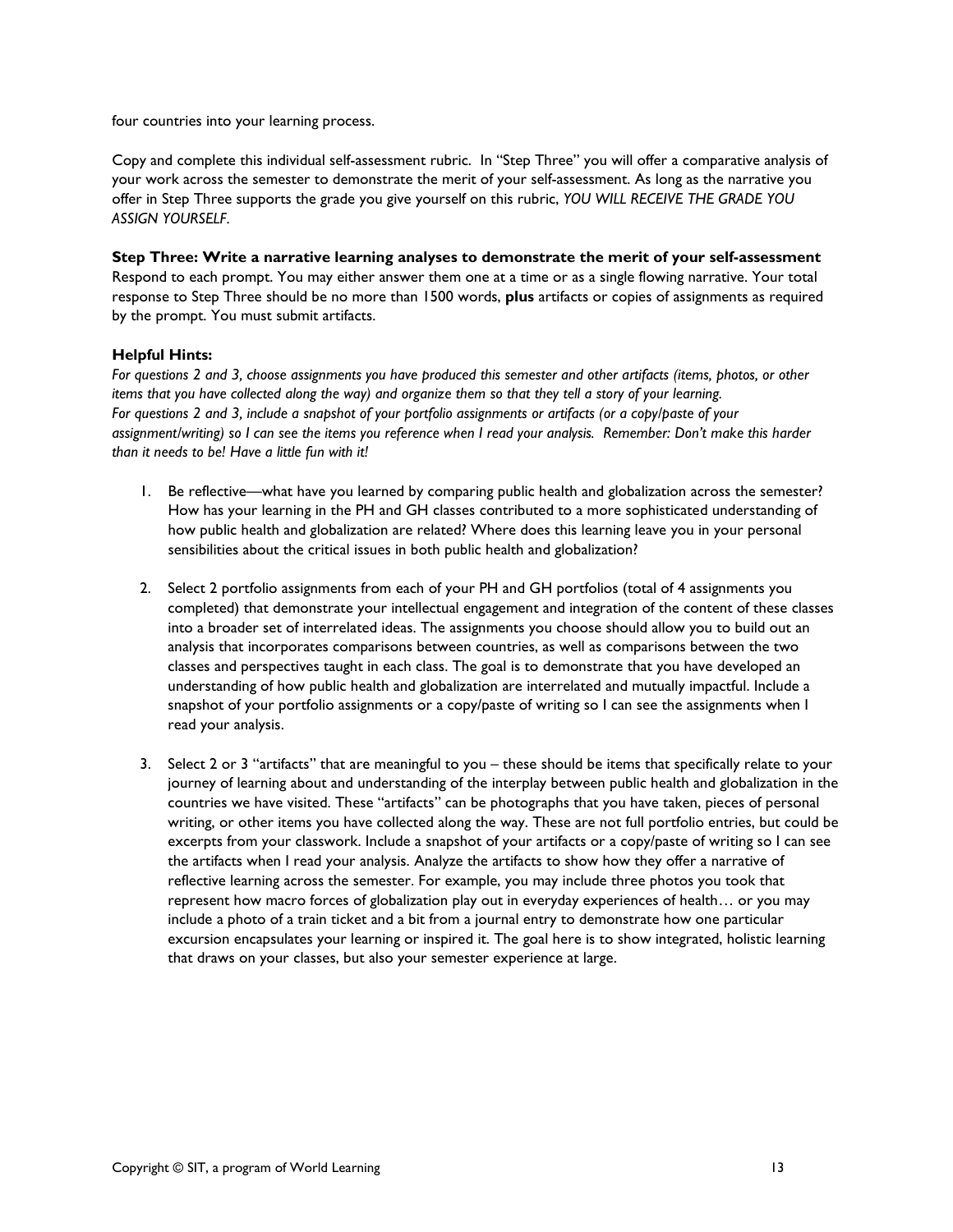four countries into your learning process.

Copy and complete this individual self-assessment rubric. In "Step Three" you will offer a comparative analysis of your work across the semester to demonstrate the merit of your self-assessment. As long as the narrative you offer in Step Three supports the grade you give yourself on this rubric, *YOU WILL RECEIVE THE GRADE YOU ASSIGN YOURSELF*.

**Step Three: Write a narrative learning analyses to demonstrate the merit of your self-assessment**
Respond to each prompt. You may either answer them one at a time or as a single flowing narrative. Your total response to Step Three should be no more than 1500 words, **plus** artifacts or copies of assignments as required by the prompt. You must submit artifacts.

**Helpful Hints:**
*For questions 2 and 3, choose assignments you have produced this semester and other artifacts (items, photos, or other items that you have collected along the way) and organize them so that they tell a story of your learning.*
*For questions 2 and 3, include a snapshot of your portfolio assignments or artifacts (or a copy/paste of your assignment/writing) so I can see the items you reference when I read your analysis. Remember: Don't make this harder than it needs to be! Have a little fun with it!*

1. Be reflective—what have you learned by comparing public health and globalization across the semester? How has your learning in the PH and GH classes contributed to a more sophisticated understanding of how public health and globalization are related? Where does this learning leave you in your personal sensibilities about the critical issues in both public health and globalization?

2. Select 2 portfolio assignments from each of your PH and GH portfolios (total of 4 assignments you completed) that demonstrate your intellectual engagement and integration of the content of these classes into a broader set of interrelated ideas. The assignments you choose should allow you to build out an analysis that incorporates comparisons between countries, as well as comparisons between the two classes and perspectives taught in each class. The goal is to demonstrate that you have developed an understanding of how public health and globalization are interrelated and mutually impactful. Include a snapshot of your portfolio assignments or a copy/paste of writing so I can see the assignments when I read your analysis.

3. Select 2 or 3 "artifacts" that are meaningful to you – these should be items that specifically relate to your journey of learning about and understanding of the interplay between public health and globalization in the countries we have visited. These "artifacts" can be photographs that you have taken, pieces of personal writing, or other items you have collected along the way. These are not full portfolio entries, but could be excerpts from your classwork. Include a snapshot of your artifacts or a copy/paste of writing so I can see the artifacts when I read your analysis. Analyze the artifacts to show how they offer a narrative of reflective learning across the semester. For example, you may include three photos you took that represent how macro forces of globalization play out in everyday experiences of health… or you may include a photo of a train ticket and a bit from a journal entry to demonstrate how one particular excursion encapsulates your learning or inspired it. The goal here is to show integrated, holistic learning that draws on your classes, but also your semester experience at large.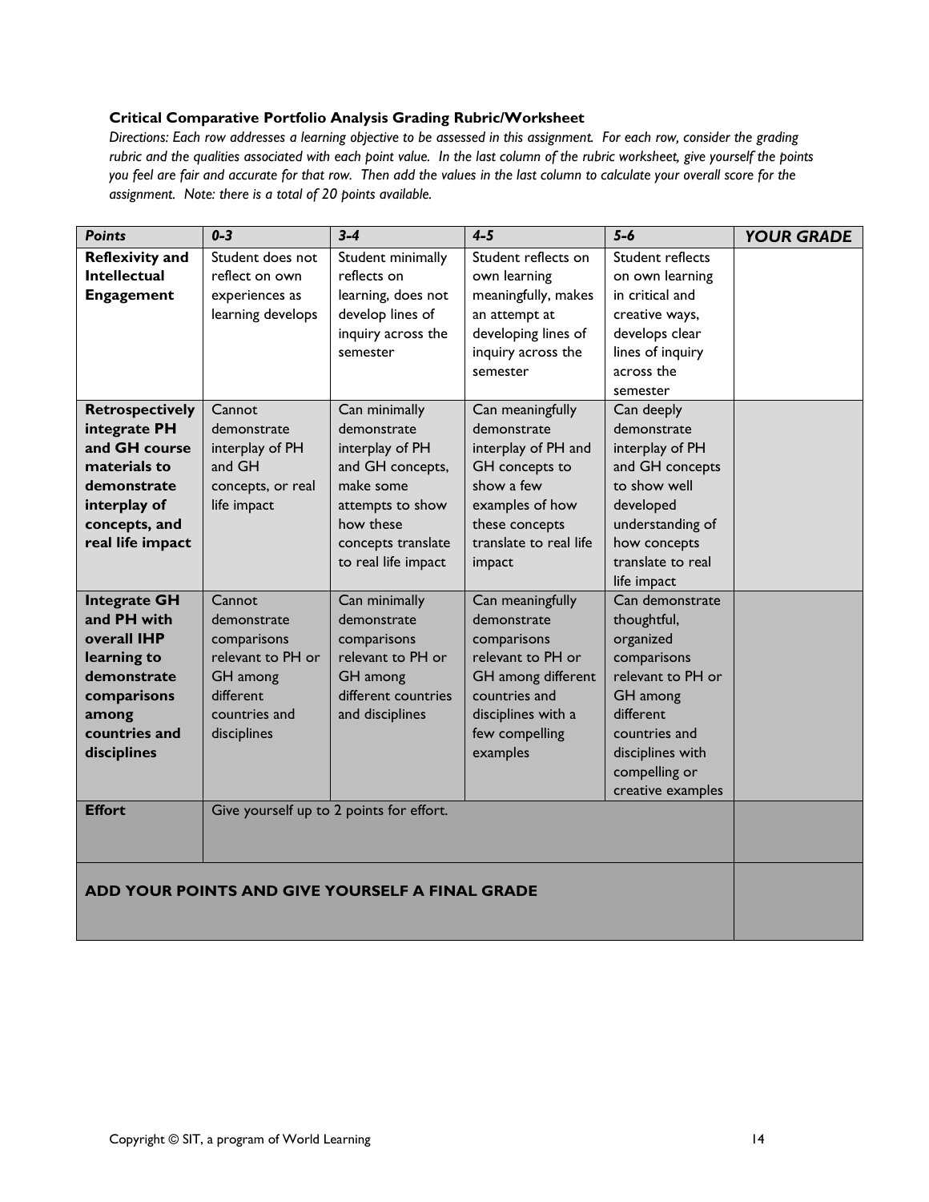**Critical Comparative Portfolio Analysis Grading Rubric/Worksheet**

*Directions: Each row addresses a learning objective to be assessed in this assignment. For each row, consider the grading rubric and the qualities associated with each point value. In the last column of the rubric worksheet, give yourself the points you feel are fair and accurate for that row. Then add the values in the last column to calculate your overall score for the assignment. Note: there is a total of 20 points available.*

| *Points* | *0-3* | *3-4* | *4-5* | *5-6* | *YOUR GRADE* |
|---|---|---|---|---|---|
| **Reflexivity and Intellectual Engagement** | Student does not reflect on own experiences as learning develops | Student minimally reflects on learning, does not develop lines of inquiry across the semester | Student reflects on own learning meaningfully, makes an attempt at developing lines of inquiry across the semester | Student reflects on own learning in critical and creative ways, develops clear lines of inquiry across the semester | |
| **Retrospectively integrate PH and GH course materials to demonstrate interplay of concepts, and real life impact** | Cannot demonstrate interplay of PH and GH concepts, or real life impact | Can minimally demonstrate interplay of PH and GH concepts, make some attempts to show how these concepts translate to real life impact | Can meaningfully demonstrate interplay of PH and GH concepts to show a few examples of how these concepts translate to real life impact | Can deeply demonstrate interplay of PH and GH concepts to show well developed understanding of how concepts translate to real life impact | |
| **Integrate GH and PH with overall IHP learning to demonstrate comparisons among countries and disciplines** | Cannot demonstrate comparisons relevant to PH or GH among different countries and disciplines | Can minimally demonstrate comparisons relevant to PH or GH among different countries and disciplines | Can meaningfully demonstrate comparisons relevant to PH or GH among different countries and disciplines with a few compelling examples | Can demonstrate thoughtful, organized comparisons relevant to PH or GH among different countries and disciplines with compelling or creative examples | |
| **Effort** | Give yourself up to 2 points for effort. | | | | |
| **ADD YOUR POINTS AND GIVE YOURSELF A FINAL GRADE** | | | | | |

Copyright © SIT, a program of World Learning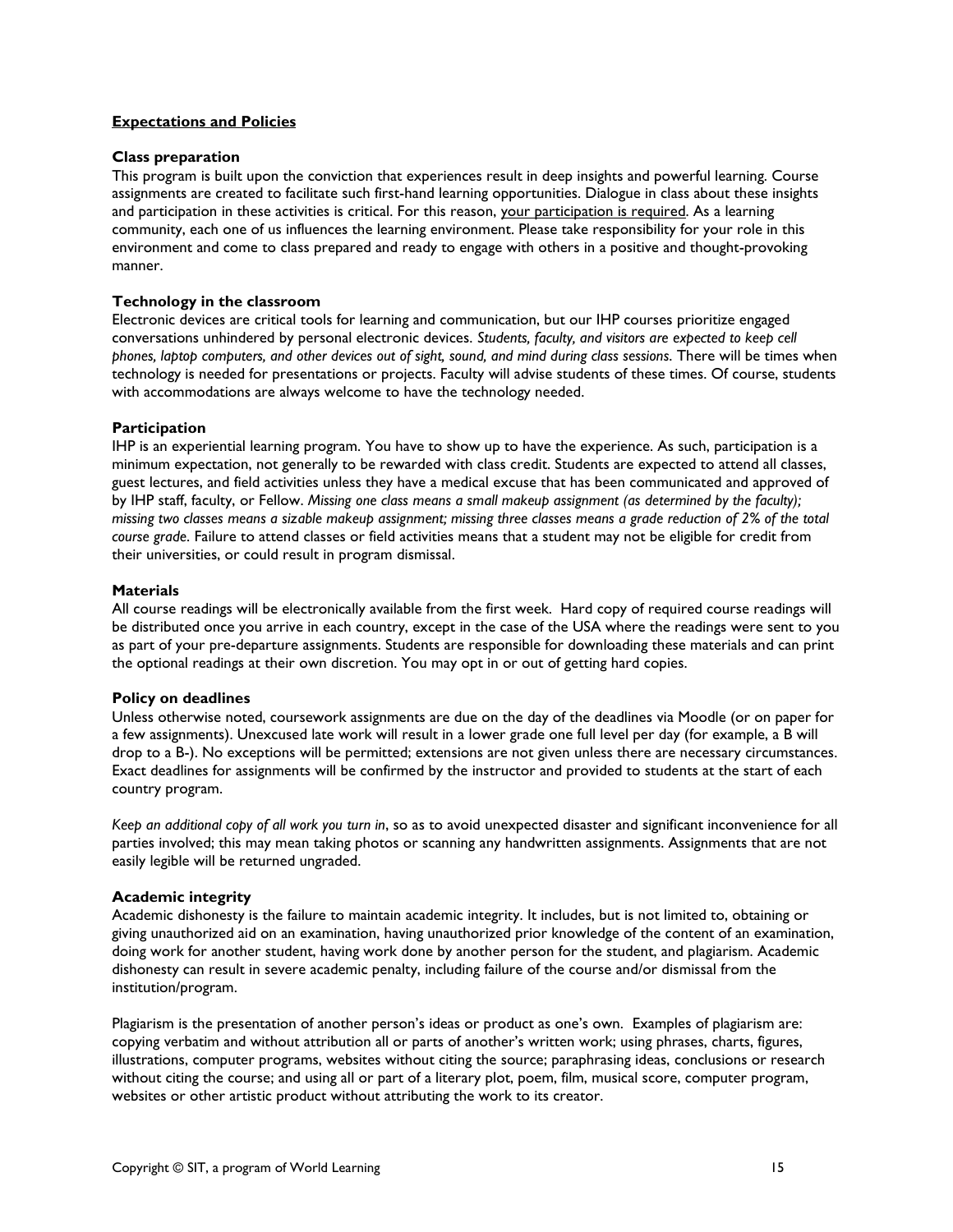## **Expectations and Policies**

### Class preparation

This program is built upon the conviction that experiences result in deep insights and powerful learning. Course assignments are created to facilitate such first-hand learning opportunities. Dialogue in class about these insights and participation in these activities is critical. For this reason, <u>your participation is required</u>. As a learning community, each one of us influences the learning environment. Please take responsibility for your role in this environment and come to class prepared and ready to engage with others in a positive and thought-provoking manner.

### Technology in the classroom

Electronic devices are critical tools for learning and communication, but our IHP courses prioritize engaged conversations unhindered by personal electronic devices. *Students, faculty, and visitors are expected to keep cell phones, laptop computers, and other devices out of sight, sound, and mind during class sessions*. There will be times when technology is needed for presentations or projects. Faculty will advise students of these times. Of course, students with accommodations are always welcome to have the technology needed.

### Participation

IHP is an experiential learning program. You have to show up to have the experience. As such, participation is a minimum expectation, not generally to be rewarded with class credit. Students are expected to attend all classes, guest lectures, and field activities unless they have a medical excuse that has been communicated and approved of by IHP staff, faculty, or Fellow. *Missing one class means a small makeup assignment (as determined by the faculty); missing two classes means a sizable makeup assignment; missing three classes means a grade reduction of 2% of the total course grade*. Failure to attend classes or field activities means that a student may not be eligible for credit from their universities, or could result in program dismissal.

### Materials

All course readings will be electronically available from the first week. Hard copy of required course readings will be distributed once you arrive in each country, except in the case of the USA where the readings were sent to you as part of your pre-departure assignments. Students are responsible for downloading these materials and can print the optional readings at their own discretion. You may opt in or out of getting hard copies.

### Policy on deadlines

Unless otherwise noted, coursework assignments are due on the day of the deadlines via Moodle (or on paper for a few assignments). Unexcused late work will result in a lower grade one full level per day (for example, a B will drop to a B-). No exceptions will be permitted; extensions are not given unless there are necessary circumstances. Exact deadlines for assignments will be confirmed by the instructor and provided to students at the start of each country program.

*Keep an additional copy of all work you turn in*, so as to avoid unexpected disaster and significant inconvenience for all parties involved; this may mean taking photos or scanning any handwritten assignments. Assignments that are not easily legible will be returned ungraded.

### Academic integrity

Academic dishonesty is the failure to maintain academic integrity. It includes, but is not limited to, obtaining or giving unauthorized aid on an examination, having unauthorized prior knowledge of the content of an examination, doing work for another student, having work done by another person for the student, and plagiarism. Academic dishonesty can result in severe academic penalty, including failure of the course and/or dismissal from the institution/program.

Plagiarism is the presentation of another person's ideas or product as one's own. Examples of plagiarism are: copying verbatim and without attribution all or parts of another's written work; using phrases, charts, figures, illustrations, computer programs, websites without citing the source; paraphrasing ideas, conclusions or research without citing the course; and using all or part of a literary plot, poem, film, musical score, computer program, websites or other artistic product without attributing the work to its creator.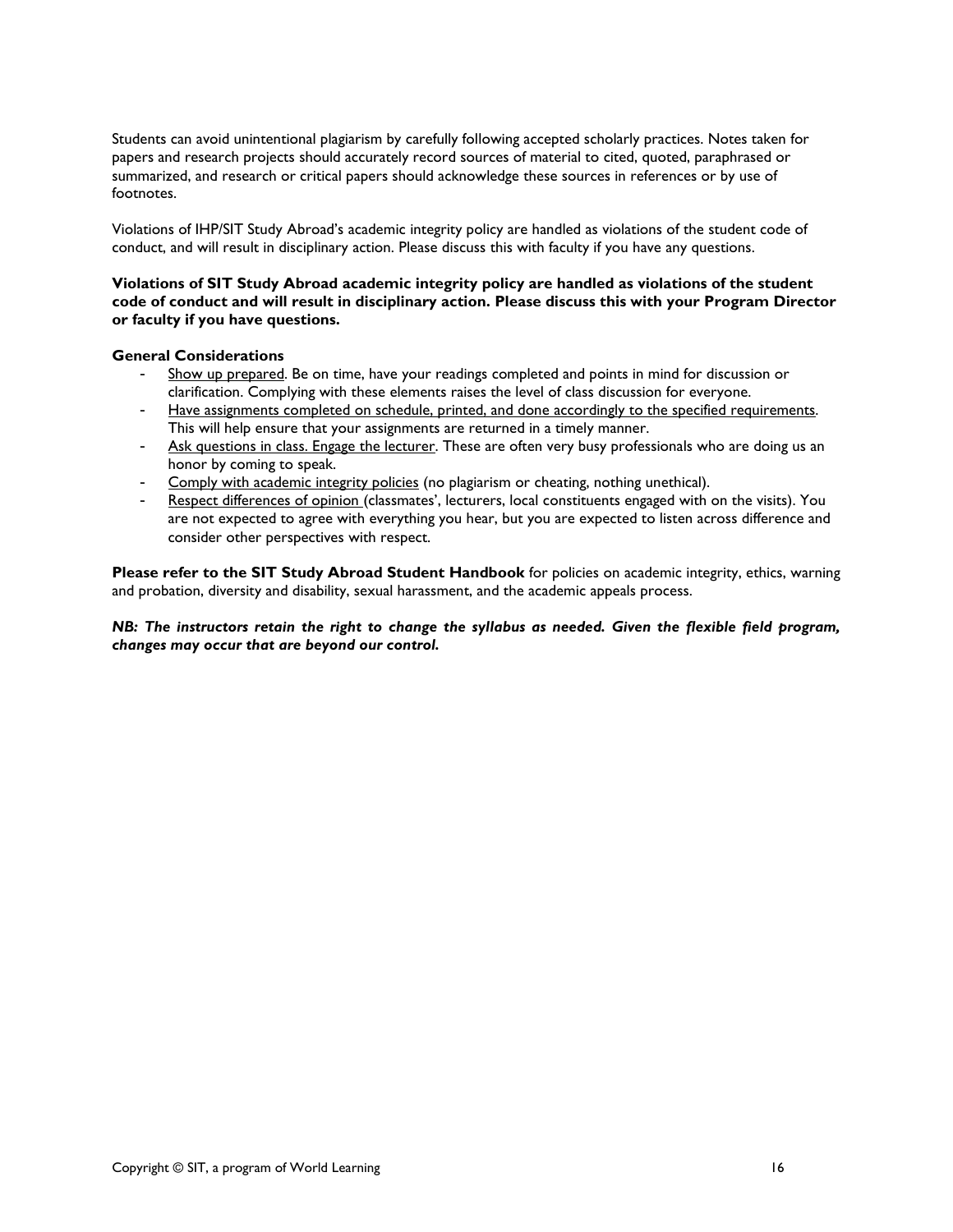Students can avoid unintentional plagiarism by carefully following accepted scholarly practices. Notes taken for papers and research projects should accurately record sources of material to cited, quoted, paraphrased or summarized, and research or critical papers should acknowledge these sources in references or by use of footnotes.

Violations of IHP/SIT Study Abroad's academic integrity policy are handled as violations of the student code of conduct, and will result in disciplinary action. Please discuss this with faculty if you have any questions.

**Violations of SIT Study Abroad academic integrity policy are handled as violations of the student code of conduct and will result in disciplinary action. Please discuss this with your Program Director or faculty if you have questions.**

**General Considerations**

- Show up prepared. Be on time, have your readings completed and points in mind for discussion or clarification. Complying with these elements raises the level of class discussion for everyone.
- Have assignments completed on schedule, printed, and done accordingly to the specified requirements. This will help ensure that your assignments are returned in a timely manner.
- Ask questions in class. Engage the lecturer. These are often very busy professionals who are doing us an honor by coming to speak.
- Comply with academic integrity policies (no plagiarism or cheating, nothing unethical).
- Respect differences of opinion (classmates', lecturers, local constituents engaged with on the visits). You are not expected to agree with everything you hear, but you are expected to listen across difference and consider other perspectives with respect.

**Please refer to the SIT Study Abroad Student Handbook** for policies on academic integrity, ethics, warning and probation, diversity and disability, sexual harassment, and the academic appeals process.

***NB: The instructors retain the right to change the syllabus as needed. Given the flexible field program, changes may occur that are beyond our control.***